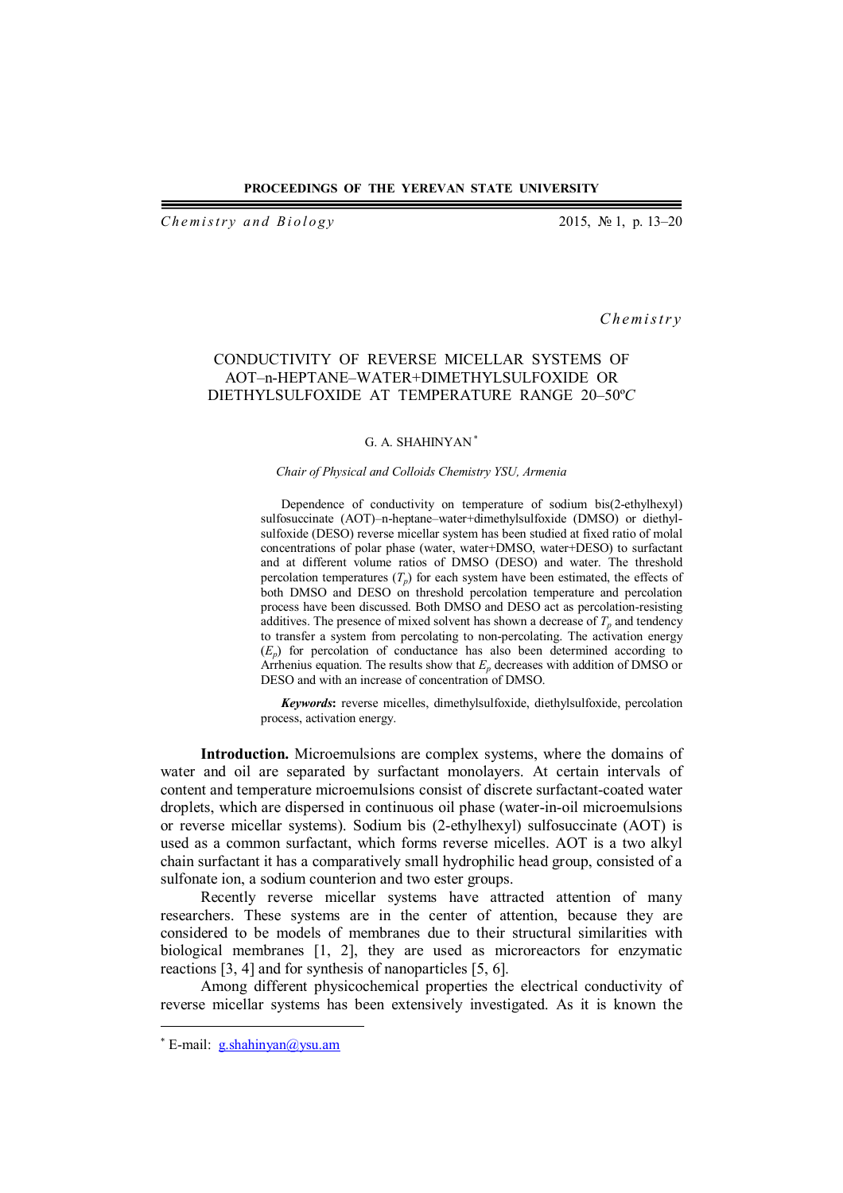*Chemistry*

# CONDUCTIVITY OF REVERSE MICELLAR SYSTEMS OF AOT–n-HEPTANE–WATER+DIMETHYLSULFOXIDE OR DIETHYLSULFOXIDE AT TEMPERATURE RANGE 20–50°*C*

G. A. SHAHINYAN [*]

*Chair of Physical and Colloids Chemistry YSU, Armenia*

Dependence of conductivity on temperature of sodium bis(2-ethylhexyl) sulfosuccinate (AOT)–n-heptane–water+dimethylsulfoxide (DMSO) or diethylsulfoxide (DESO) reverse micellar system has been studied at fixed ratio of molal concentrations of polar phase (water, water+DMSO, water+DESO) to surfactant and at different volume ratios of DMSO (DESO) and water. The threshold percolation temperatures ($T_p$) for each system have been estimated, the effects of both DMSO and DESO on threshold percolation temperature and percolation process have been discussed. Both DMSO and DESO act as percolation-resisting additives. The presence of mixed solvent has shown a decrease of $T_p$ and tendency to transfer a system from percolating to non-percolating. The activation energy ($E_p$) for percolation of conductance has also been determined according to Arrhenius equation. The results show that $E_p$ decreases with addition of DMSO or DESO and with an increase of concentration of DMSO.

***Keywords*:** reverse micelles, dimethylsulfoxide, diethylsulfoxide, percolation process, activation energy.

**Introduction.** Microemulsions are complex systems, where the domains of water and oil are separated by surfactant monolayers. At certain intervals of content and temperature microemulsions consist of discrete surfactant-coated water droplets, which are dispersed in continuous oil phase (water-in-oil microemulsions or reverse micellar systems). Sodium bis (2-ethylhexyl) sulfosuccinate (AOT) is used as a common surfactant, which forms reverse micelles. AOT is a two alkyl chain surfactant it has a comparatively small hydrophilic head group, consisted of a sulfonate ion, a sodium counterion and two ester groups.

Recently reverse micellar systems have attracted attention of many researchers. These systems are in the center of attention, because they are considered to be models of membranes due to their structural similarities with biological membranes [1, 2], they are used as microreactors for enzymatic reactions [3, 4] and for synthesis of nanoparticles [5, 6].

Among different physicochemical properties the electrical conductivity of reverse micellar systems has been extensively investigated. As it is known the

[*] E-mail: g.shahinyan@ysu.am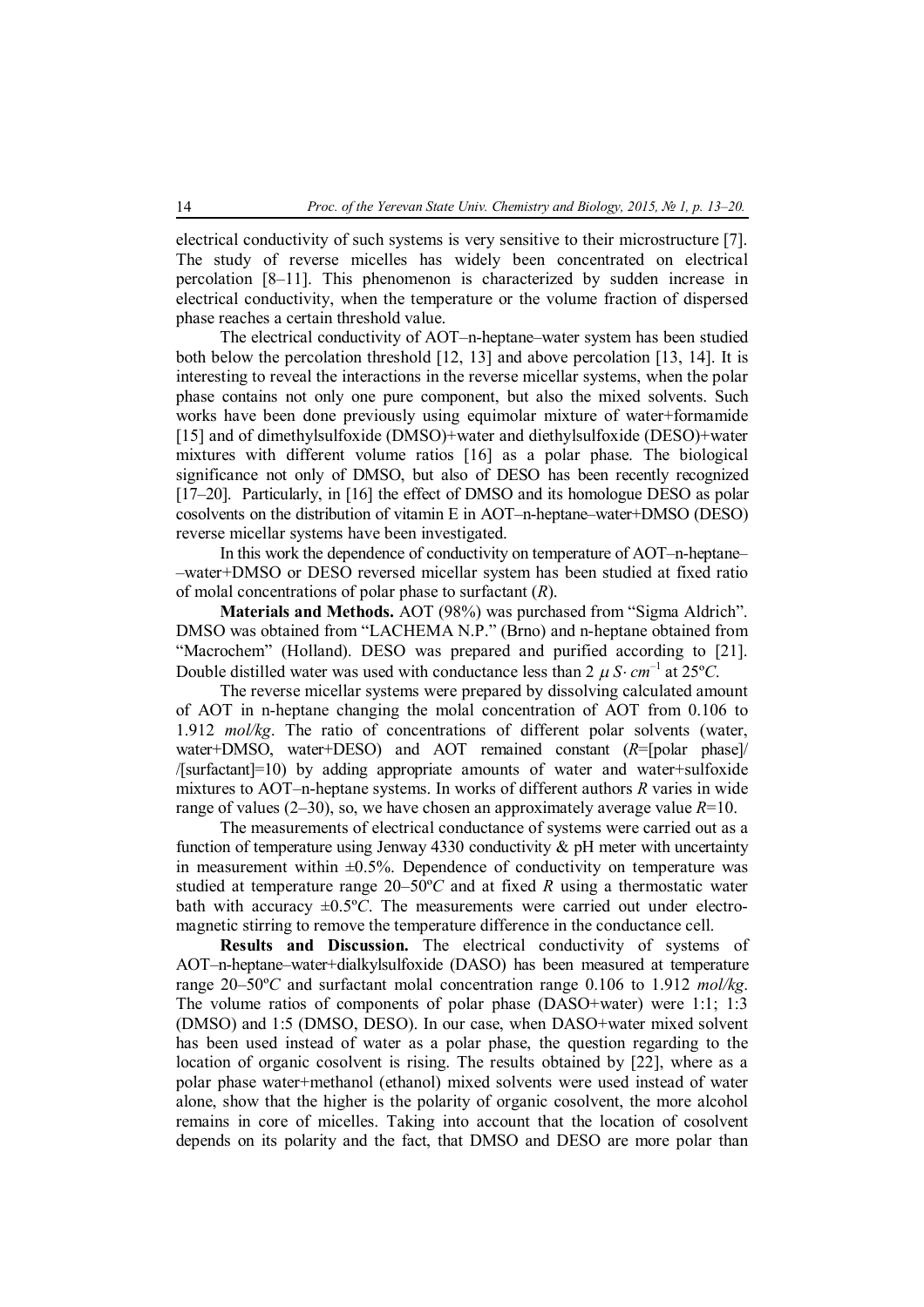electrical conductivity of such systems is very sensitive to their microstructure [7]. The study of reverse micelles has widely been concentrated on electrical percolation [8–11]. This phenomenon is characterized by sudden increase in electrical conductivity, when the temperature or the volume fraction of dispersed phase reaches a certain threshold value.

The electrical conductivity of AOT–n-heptane–water system has been studied both below the percolation threshold [12, 13] and above percolation [13, 14]. It is interesting to reveal the interactions in the reverse micellar systems, when the polar phase contains not only one pure component, but also the mixed solvents. Such works have been done previously using equimolar mixture of water+formamide [15] and of dimethylsulfoxide (DMSO)+water and diethylsulfoxide (DESO)+water mixtures with different volume ratios [16] as a polar phase. The biological significance not only of DMSO, but also of DESO has been recently recognized [17–20]. Particularly, in [16] the effect of DMSO and its homologue DESO as polar cosolvents on the distribution of vitamin E in AOT–n-heptane–water+DMSO (DESO) reverse micellar systems have been investigated.

In this work the dependence of conductivity on temperature of AOT–n-heptane–water+DMSO or DESO reversed micellar system has been studied at fixed ratio of molal concentrations of polar phase to surfactant (*R*).

**Materials and Methods.** AOT (98%) was purchased from "Sigma Aldrich". DMSO was obtained from "LACHEMA N.P." (Brno) and n-heptane obtained from "Macrochem" (Holland). DESO was prepared and purified according to [21]. Double distilled water was used with conductance less than 2 $\mu S\cdot cm^{-1}$ at 25ºC.

The reverse micellar systems were prepared by dissolving calculated amount of AOT in n-heptane changing the molal concentration of AOT from 0.106 to 1.912 *mol/kg*. The ratio of concentrations of different polar solvents (water, water+DMSO, water+DESO) and AOT remained constant (*R*=[polar phase]/[surfactant]=10) by adding appropriate amounts of water and water+sulfoxide mixtures to AOT–n-heptane systems. In works of different authors *R* varies in wide range of values (2–30), so, we have chosen an approximately average value *R*=10.

The measurements of electrical conductance of systems were carried out as a function of temperature using Jenway 4330 conductivity & pH meter with uncertainty in measurement within ±0.5%. Dependence of conductivity on temperature was studied at temperature range 20–50ºC and at fixed *R* using a thermostatic water bath with accuracy ±0.5ºC. The measurements were carried out under electromagnetic stirring to remove the temperature difference in the conductance cell.

**Results and Discussion.** The electrical conductivity of systems of AOT–n-heptane–water+dialkylsulfoxide (DASO) has been measured at temperature range 20–50ºC and surfactant molal concentration range 0.106 to 1.912 *mol/kg*. The volume ratios of components of polar phase (DASO+water) were 1:1; 1:3 (DMSO) and 1:5 (DMSO, DESO). In our case, when DASO+water mixed solvent has been used instead of water as a polar phase, the question regarding to the location of organic cosolvent is rising. The results obtained by [22], where as a polar phase water+methanol (ethanol) mixed solvents were used instead of water alone, show that the higher is the polarity of organic cosolvent, the more alcohol remains in core of micelles. Taking into account that the location of cosolvent depends on its polarity and the fact, that DMSO and DESO are more polar than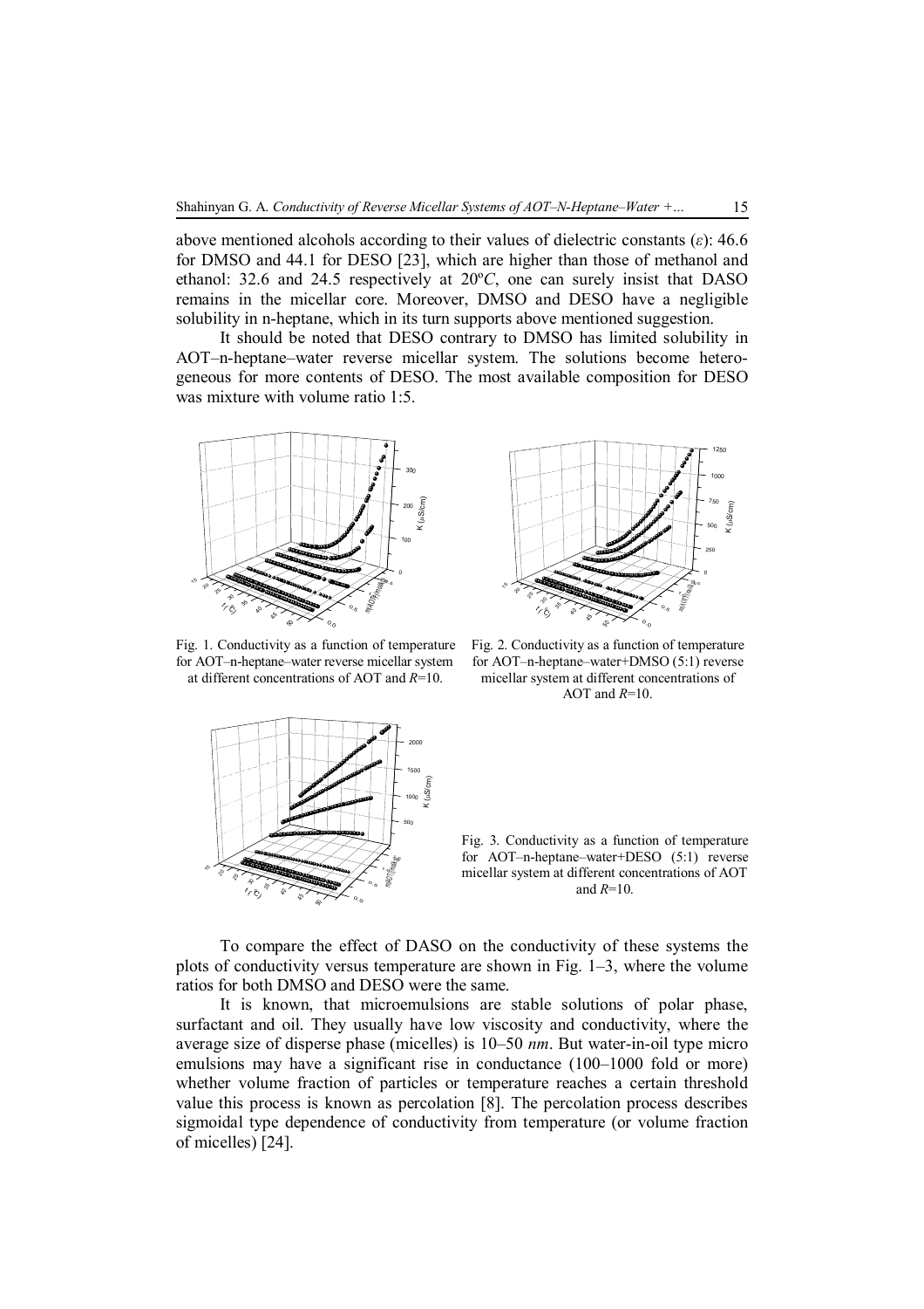above mentioned alcohols according to their values of dielectric constants ($\varepsilon$): 46.6 for DMSO and 44.1 for DESO [23], which are higher than those of methanol and ethanol: 32.6 and 24.5 respectively at 20º*C*, one can surely insist that DASO remains in the micellar core. Moreover, DMSO and DESO have a negligible solubility in n-heptane, which in its turn supports above mentioned suggestion.

It should be noted that DESO contrary to DMSO has limited solubility in AOT–n-heptane–water reverse micellar system. The solutions become heterogeneous for more contents of DESO. The most available composition for DESO was mixture with volume ratio 1:5.

Fig. 1. Conductivity as a function of temperature for AOT–n-heptane–water reverse micellar system at different concentrations of AOT and *R*=10.

Fig. 2. Conductivity as a function of temperature for AOT–n-heptane–water+DMSO (5:1) reverse micellar system at different concentrations of AOT and *R*=10.

Fig. 3. Conductivity as a function of temperature for AOT–n-heptane–water+DESO (5:1) reverse micellar system at different concentrations of AOT and *R*=10.

To compare the effect of DASO on the conductivity of these systems the plots of conductivity versus temperature are shown in Fig. 1–3, where the volume ratios for both DMSO and DESO were the same.

It is known, that microemulsions are stable solutions of polar phase, surfactant and oil. They usually have low viscosity and conductivity, where the average size of disperse phase (micelles) is 10–50 *nm*. But water-in-oil type micro emulsions may have a significant rise in conductance (100–1000 fold or more) whether volume fraction of particles or temperature reaches a certain threshold value this process is known as percolation [8]. The percolation process describes sigmoidal type dependence of conductivity from temperature (or volume fraction of micelles) [24].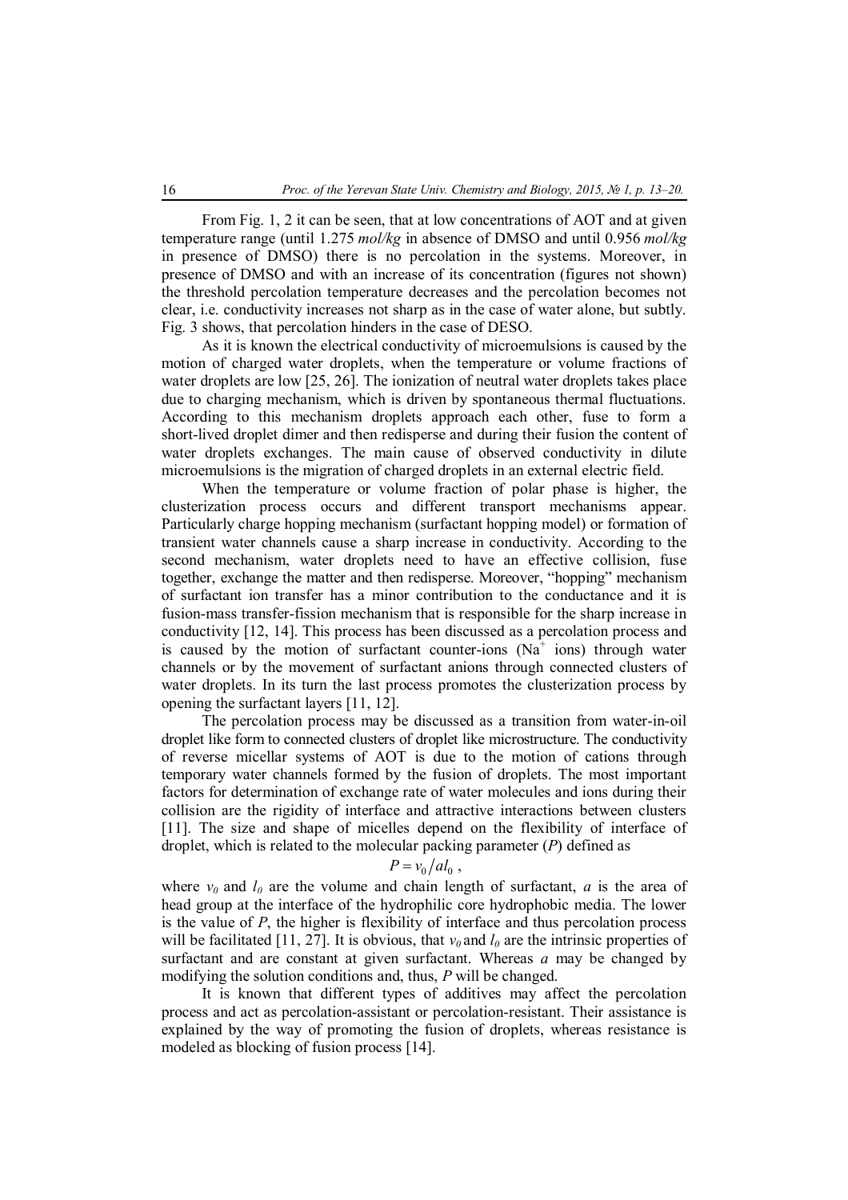From Fig. 1, 2 it can be seen, that at low concentrations of AOT and at given temperature range (until 1.275 *mol/kg* in absence of DMSO and until 0.956 *mol/kg* in presence of DMSO) there is no percolation in the systems. Moreover, in presence of DMSO and with an increase of its concentration (figures not shown) the threshold percolation temperature decreases and the percolation becomes not clear, i.e. conductivity increases not sharp as in the case of water alone, but subtly. Fig. 3 shows, that percolation hinders in the case of DESO.

As it is known the electrical conductivity of microemulsions is caused by the motion of charged water droplets, when the temperature or volume fractions of water droplets are low [25, 26]. The ionization of neutral water droplets takes place due to charging mechanism, which is driven by spontaneous thermal fluctuations. According to this mechanism droplets approach each other, fuse to form a short-lived droplet dimer and then redisperse and during their fusion the content of water droplets exchanges. The main cause of observed conductivity in dilute microemulsions is the migration of charged droplets in an external electric field.

When the temperature or volume fraction of polar phase is higher, the clusterization process occurs and different transport mechanisms appear. Particularly charge hopping mechanism (surfactant hopping model) or formation of transient water channels cause a sharp increase in conductivity. According to the second mechanism, water droplets need to have an effective collision, fuse together, exchange the matter and then redisperse. Moreover, "hopping" mechanism of surfactant ion transfer has a minor contribution to the conductance and it is fusion-mass transfer-fission mechanism that is responsible for the sharp increase in conductivity [12, 14]. This process has been discussed as a percolation process and is caused by the motion of surfactant counter-ions ($Na^{+}$ ions) through water channels or by the movement of surfactant anions through connected clusters of water droplets. In its turn the last process promotes the clusterization process by opening the surfactant layers [11, 12].

The percolation process may be discussed as a transition from water-in-oil droplet like form to connected clusters of droplet like microstructure. The conductivity of reverse micellar systems of AOT is due to the motion of cations through temporary water channels formed by the fusion of droplets. The most important factors for determination of exchange rate of water molecules and ions during their collision are the rigidity of interface and attractive interactions between clusters [11]. The size and shape of micelles depend on the flexibility of interface of droplet, which is related to the molecular packing parameter ($P$) defined as

$$P = v_0 / a l_0 ,$$

where $v_0$ and $l_0$ are the volume and chain length of surfactant, $a$ is the area of head group at the interface of the hydrophilic core hydrophobic media. The lower is the value of $P$, the higher is flexibility of interface and thus percolation process will be facilitated [11, 27]. It is obvious, that $v_0$ and $l_0$ are the intrinsic properties of surfactant and are constant at given surfactant. Whereas $a$ may be changed by modifying the solution conditions and, thus, $P$ will be changed.

It is known that different types of additives may affect the percolation process and act as percolation-assistant or percolation-resistant. Their assistance is explained by the way of promoting the fusion of droplets, whereas resistance is modeled as blocking of fusion process [14].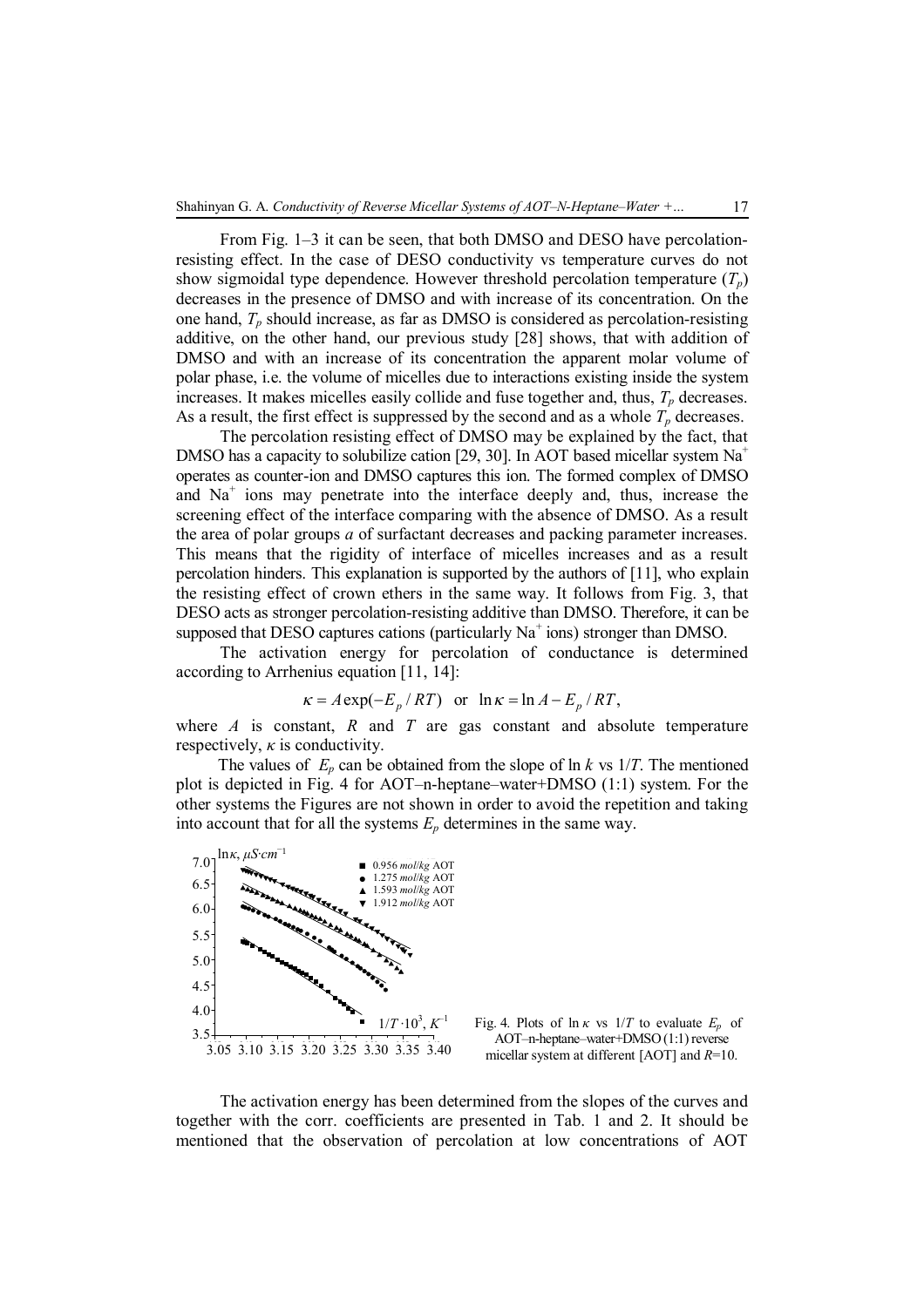From Fig. 1–3 it can be seen, that both DMSO and DESO have percolation-resisting effect. In the case of DESO conductivity vs temperature curves do not show sigmoidal type dependence. However threshold percolation temperature ($T_p$) decreases in the presence of DMSO and with increase of its concentration. On the one hand, $T_p$ should increase, as far as DMSO is considered as percolation-resisting additive, on the other hand, our previous study [28] shows, that with addition of DMSO and with an increase of its concentration the apparent molar volume of polar phase, i.e. the volume of micelles due to interactions existing inside the system increases. It makes micelles easily collide and fuse together and, thus, $T_p$ decreases. As a result, the first effect is suppressed by the second and as a whole $T_p$ decreases.

The percolation resisting effect of DMSO may be explained by the fact, that DMSO has a capacity to solubilize cation [29, 30]. In AOT based micellar system $Na^+$ operates as counter-ion and DMSO captures this ion. The formed complex of DMSO and $Na^+$ ions may penetrate into the interface deeply and, thus, increase the screening effect of the interface comparing with the absence of DMSO. As a result the area of polar groups *a* of surfactant decreases and packing parameter increases. This means that the rigidity of interface of micelles increases and as a result percolation hinders. This explanation is supported by the authors of [11], who explain the resisting effect of crown ethers in the same way. It follows from Fig. 3, that DESO acts as stronger percolation-resisting additive than DMSO. Therefore, it can be supposed that DESO captures cations (particularly $Na^+$ ions) stronger than DMSO.

The activation energy for percolation of conductance is determined according to Arrhenius equation [11, 14]:

$$\kappa = A\exp(-E_p / RT) \quad \text{or} \quad \ln\kappa = \ln A - E_p / RT,$$

where $A$ is constant, $R$ and $T$ are gas constant and absolute temperature respectively, $\kappa$ is conductivity.

The values of $E_p$ can be obtained from the slope of ln $k$ vs $1/T$. The mentioned plot is depicted in Fig. 4 for AOT–n-heptane–water+DMSO (1:1) system. For the other systems the Figures are not shown in order to avoid the repetition and taking into account that for all the systems $E_p$ determines in the same way.

Fig. 4. Plots of $\ln\kappa$ vs $1/T$ to evaluate $E_p$ of AOT–n-heptane–water+DMSO (1:1) reverse micellar system at different [AOT] and $R$=10.

The activation energy has been determined from the slopes of the curves and together with the corr. coefficients are presented in Tab. 1 and 2. It should be mentioned that the observation of percolation at low concentrations of AOT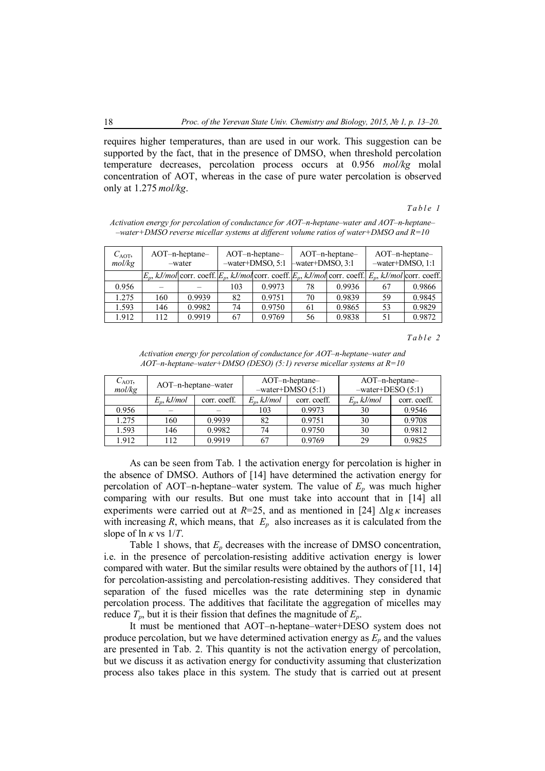requires higher temperatures, than are used in our work. This suggestion can be supported by the fact, that in the presence of DMSO, when threshold percolation temperature decreases, percolation process occurs at 0.956 *mol/kg* molal concentration of AOT, whereas in the case of pure water percolation is observed only at 1.275 *mol/kg*.

*Table 1*

*Activation energy for percolation of conductance for AOT–n-heptane–water and AOT–n-heptane–water+DMSO reverse micellar systems at different volume ratios of water+DMSO and R=10*

| $C_{AOT}$, *mol/kg* | AOT–n-heptane–water | | AOT–n-heptane–water+DMSO, 5:1 | | AOT–n-heptane–water+DMSO, 3:1 | | AOT–n-heptane–water+DMSO, 1:1 | |
|---|---|---|---|---|---|---|---|---|
| | $E_p$, *kJ/mol* | corr. coeff. | $E_p$, *kJ/mol* | corr. coeff. | $E_p$, *kJ/mol* | corr. coeff. | $E_p$, *kJ/mol* | corr. coeff. |
| 0.956 | – | – | 103 | 0.9973 | 78 | 0.9936 | 67 | 0.9866 |
| 1.275 | 160 | 0.9939 | 82 | 0.9751 | 70 | 0.9839 | 59 | 0.9845 |
| 1.593 | 146 | 0.9982 | 74 | 0.9750 | 61 | 0.9865 | 53 | 0.9829 |
| 1.912 | 112 | 0.9919 | 67 | 0.9769 | 56 | 0.9838 | 51 | 0.9872 |

*Table 2*

*Activation energy for percolation of conductance for AOT–n-heptane–water and AOT–n-heptane–water+DMSO (DESO) (5:1) reverse micellar systems at R=10*

| $C_{AOT}$, *mol/kg* | AOT–n-heptane–water | | AOT–n-heptane–water+DMSO (5:1) | | AOT–n-heptane–water+DESO (5:1) | |
|---|---|---|---|---|---|---|
| | $E_p$, *kJ/mol* | corr. coeff. | $E_p$, *kJ/mol* | corr. coeff. | $E_p$, *kJ/mol* | corr. coeff. |
| 0.956 | – | – | 103 | 0.9973 | 30 | 0.9546 |
| 1.275 | 160 | 0.9939 | 82 | 0.9751 | 30 | 0.9708 |
| 1.593 | 146 | 0.9982 | 74 | 0.9750 | 30 | 0.9812 |
| 1.912 | 112 | 0.9919 | 67 | 0.9769 | 29 | 0.9825 |

As can be seen from Tab. 1 the activation energy for percolation is higher in the absence of DMSO. Authors of [14] have determined the activation energy for percolation of AOT–n-heptane–water system. The value of $E_p$ was much higher comparing with our results. But one must take into account that in [14] all experiments were carried out at $R$=25, and as mentioned in [24] $\Delta \lg \kappa$ increases with increasing $R$, which means, that $E_p$ also increases as it is calculated from the slope of $\ln \kappa$ vs $1/T$.

Table 1 shows, that $E_p$ decreases with the increase of DMSO concentration, i.e. in the presence of percolation-resisting additive activation energy is lower compared with water. But the similar results were obtained by the authors of [11, 14] for percolation-assisting and percolation-resisting additives. They considered that separation of the fused micelles was the rate determining step in dynamic percolation process. The additives that facilitate the aggregation of micelles may reduce $T_p$, but it is their fission that defines the magnitude of $E_p$.

It must be mentioned that AOT–n-heptane–water+DESO system does not produce percolation, but we have determined activation energy as $E_p$ and the values are presented in Tab. 2. This quantity is not the activation energy of percolation, but we discuss it as activation energy for conductivity assuming that clusterization process also takes place in this system. The study that is carried out at present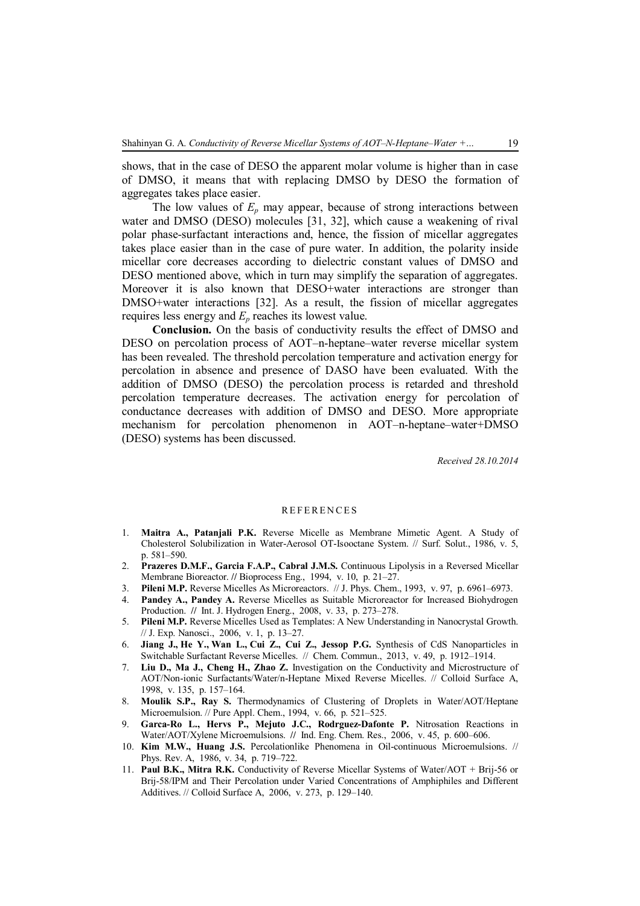shows, that in the case of DESO the apparent molar volume is higher than in case of DMSO, it means that with replacing DMSO by DESO the formation of aggregates takes place easier.

The low values of $E_p$ may appear, because of strong interactions between water and DMSO (DESO) molecules [31, 32], which cause a weakening of rival polar phase-surfactant interactions and, hence, the fission of micellar aggregates takes place easier than in the case of pure water. In addition, the polarity inside micellar core decreases according to dielectric constant values of DMSO and DESO mentioned above, which in turn may simplify the separation of aggregates. Moreover it is also known that DESO+water interactions are stronger than DMSO+water interactions [32]. As a result, the fission of micellar aggregates requires less energy and $E_p$ reaches its lowest value.

**Conclusion.** On the basis of conductivity results the effect of DMSO and DESO on percolation process of AOT–n-heptane–water reverse micellar system has been revealed. The threshold percolation temperature and activation energy for percolation in absence and presence of DASO have been evaluated. With the addition of DMSO (DESO) the percolation process is retarded and threshold percolation temperature decreases. The activation energy for percolation of conductance decreases with addition of DMSO and DESO. More appropriate mechanism for percolation phenomenon in AOT–n-heptane–water+DMSO (DESO) systems has been discussed.

*Received 28.10.2014*

## REFERENCES

1. **Maitra A., Patanjali P.K.** Reverse Micelle as Membrane Mimetic Agent. A Study of Cholesterol Solubilization in Water-Aerosol OT-Isooctane System. // Surf. Solut., 1986, v. 5, p. 581–590.
2. **Prazeres D.M.F., Garcia F.A.P., Cabral J.M.S.** Continuous Lipolysis in a Reversed Micellar Membrane Bioreactor. // Bioprocess Eng., 1994, v. 10, p. 21–27.
3. **Pileni M.P.** Reverse Micelles As Microreactors. // J. Phys. Chem., 1993, v. 97, p. 6961–6973.
4. **Pandey A., Pandey A.** Reverse Micelles as Suitable Microreactor for Increased Biohydrogen Production. // Int. J. Hydrogen Energ., 2008, v. 33, p. 273–278.
5. **Pileni M.P.** Reverse Micelles Used as Templates: A New Understanding in Nanocrystal Growth. // J. Exp. Nanosci., 2006, v. 1, p. 13–27.
6. **Jiang J., He Y., Wan L., Cui Z., Cui Z., Jessop P.G.** Synthesis of CdS Nanoparticles in Switchable Surfactant Reverse Micelles. // Chem. Commun., 2013, v. 49, p. 1912–1914.
7. **Liu D., Ma J., Cheng H., Zhao Z.** Investigation on the Conductivity and Microstructure of AOT/Non-ionic Surfactants/Water/n-Heptane Mixed Reverse Micelles. // Colloid Surface A, 1998, v. 135, p. 157–164.
8. **Moulik S.P., Ray S.** Thermodynamics of Clustering of Droplets in Water/AOT/Heptane Microemulsion. // Pure Appl. Chem., 1994, v. 66, p. 521–525.
9. **Garca-Ro L., Hervs P., Mejuto J.C., Rodrguez-Dafonte P.** Nitrosation Reactions in Water/AOT/Xylene Microemulsions. // Ind. Eng. Chem. Res., 2006, v. 45, p. 600–606.
10. **Kim M.W., Huang J.S.** Percolationlike Phenomena in Oil-continuous Microemulsions. // Phys. Rev. A, 1986, v. 34, p. 719–722.
11. **Paul B.K., Mitra R.K.** Conductivity of Reverse Micellar Systems of Water/AOT + Brij-56 or Brij-58/IPM and Their Percolation under Varied Concentrations of Amphiphiles and Different Additives. // Colloid Surface A, 2006, v. 273, p. 129–140.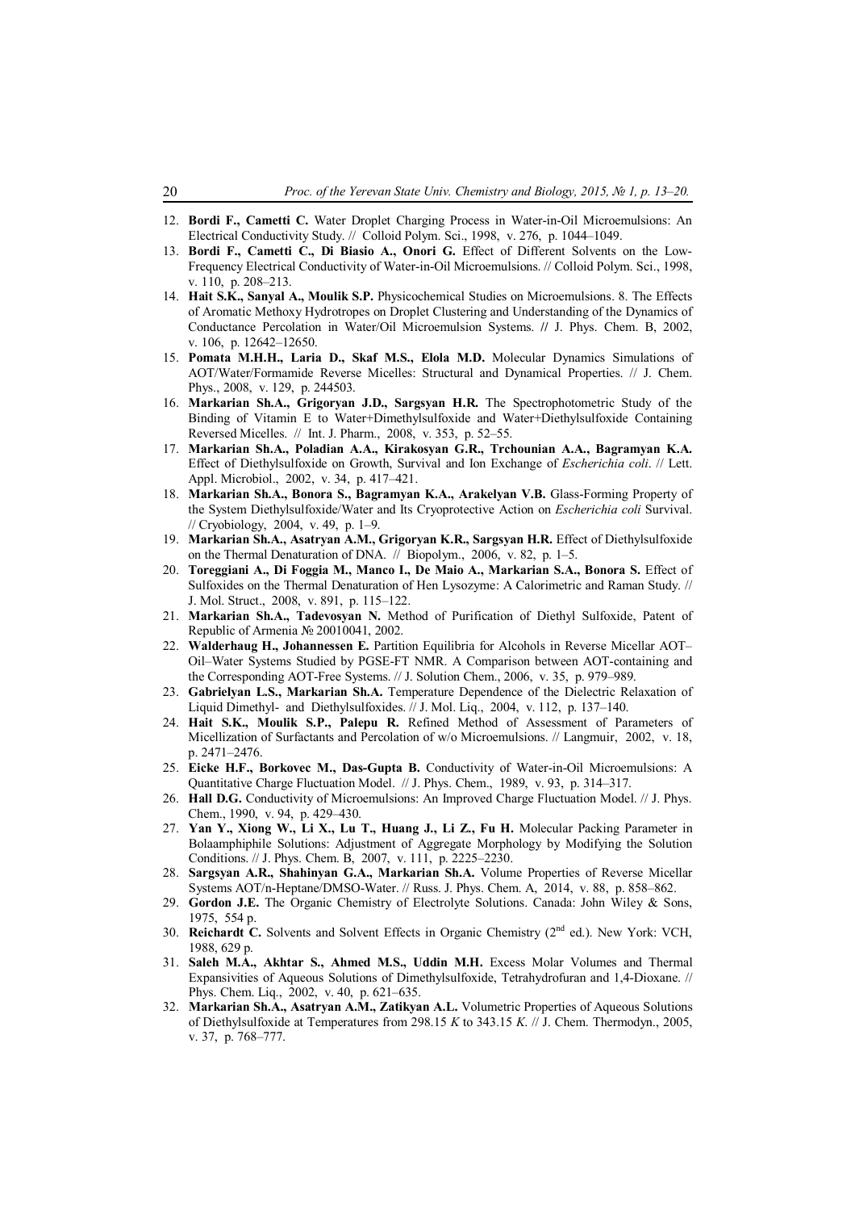12. **Bordi F., Cametti C.** Water Droplet Charging Process in Water-in-Oil Microemulsions: An Electrical Conductivity Study. // Colloid Polym. Sci., 1998, v. 276, p. 1044–1049.
13. **Bordi F., Cametti C., Di Biasio A., Onori G.** Effect of Different Solvents on the Low-Frequency Electrical Conductivity of Water-in-Oil Microemulsions. // Colloid Polym. Sci., 1998, v. 110, p. 208–213.
14. **Hait S.K., Sanyal A., Moulik S.P.** Physicochemical Studies on Microemulsions. 8. The Effects of Aromatic Methoxy Hydrotropes on Droplet Clustering and Understanding of the Dynamics of Conductance Percolation in Water/Oil Microemulsion Systems. // J. Phys. Chem. B, 2002, v. 106, p. 12642–12650.
15. **Pomata M.H.H., Laria D., Skaf M.S., Elola M.D.** Molecular Dynamics Simulations of AOT/Water/Formamide Reverse Micelles: Structural and Dynamical Properties. // J. Chem. Phys., 2008, v. 129, p. 244503.
16. **Markarian Sh.A., Grigoryan J.D., Sargsyan H.R.** The Spectrophotometric Study of the Binding of Vitamin E to Water+Dimethylsulfoxide and Water+Diethylsulfoxide Containing Reversed Micelles. // Int. J. Pharm., 2008, v. 353, p. 52–55.
17. **Markarian Sh.A., Poladian A.A., Kirakosyan G.R., Trchounian A.A., Bagramyan K.A.** Effect of Diethylsulfoxide on Growth, Survival and Ion Exchange of *Escherichia coli*. // Lett. Appl. Microbiol., 2002, v. 34, p. 417–421.
18. **Markarian Sh.A., Bonora S., Bagramyan K.A., Arakelyan V.B.** Glass-Forming Property of the System Diethylsulfoxide/Water and Its Cryoprotective Action on *Escherichia coli* Survival. // Cryobiology, 2004, v. 49, p. 1–9.
19. **Markarian Sh.A., Asatryan A.M., Grigoryan K.R., Sargsyan H.R.** Effect of Diethylsulfoxide on the Thermal Denaturation of DNA. // Biopolym., 2006, v. 82, p. 1–5.
20. **Toreggiani A., Di Foggia M., Manco I., De Maio A., Markarian S.A., Bonora S.** Effect of Sulfoxides on the Thermal Denaturation of Hen Lysozyme: A Calorimetric and Raman Study. // J. Mol. Struct., 2008, v. 891, p. 115–122.
21. **Markarian Sh.A., Tadevosyan N.** Method of Purification of Diethyl Sulfoxide, Patent of Republic of Armenia № 20010041, 2002.
22. **Walderhaug H., Johannessen E.** Partition Equilibria for Alcohols in Reverse Micellar AOT–Oil–Water Systems Studied by PGSE-FT NMR. A Comparison between AOT-containing and the Corresponding AOT-Free Systems. // J. Solution Chem., 2006, v. 35, p. 979–989.
23. **Gabrielyan L.S., Markarian Sh.A.** Temperature Dependence of the Dielectric Relaxation of Liquid Dimethyl- and Diethylsulfoxides. // J. Mol. Liq., 2004, v. 112, p. 137–140.
24. **Hait S.K., Moulik S.P., Palepu R.** Refined Method of Assessment of Parameters of Micellization of Surfactants and Percolation of w/o Microemulsions. // Langmuir, 2002, v. 18, p. 2471–2476.
25. **Eicke H.F., Borkovec M., Das-Gupta B.** Conductivity of Water-in-Oil Microemulsions: A Quantitative Charge Fluctuation Model. // J. Phys. Chem., 1989, v. 93, p. 314–317.
26. **Hall D.G.** Conductivity of Microemulsions: An Improved Charge Fluctuation Model. // J. Phys. Chem., 1990, v. 94, p. 429–430.
27. **Yan Y., Xiong W., Li X., Lu T., Huang J., Li Z., Fu H.** Molecular Packing Parameter in Bolaamphiphile Solutions: Adjustment of Aggregate Morphology by Modifying the Solution Conditions. // J. Phys. Chem. B, 2007, v. 111, p. 2225–2230.
28. **Sargsyan A.R., Shahinyan G.A., Markarian Sh.A.** Volume Properties of Reverse Micellar Systems AOT/n-Heptane/DMSO-Water. // Russ. J. Phys. Chem. A, 2014, v. 88, p. 858–862.
29. **Gordon J.E.** The Organic Chemistry of Electrolyte Solutions. Canada: John Wiley & Sons, 1975, 554 p.
30. **Reichardt C.** Solvents and Solvent Effects in Organic Chemistry (2nd ed.). New York: VCH, 1988, 629 p.
31. **Saleh M.A., Akhtar S., Ahmed M.S., Uddin M.H.** Excess Molar Volumes and Thermal Expansivities of Aqueous Solutions of Dimethylsulfoxide, Tetrahydrofuran and 1,4-Dioxane. // Phys. Chem. Liq., 2002, v. 40, p. 621–635.
32. **Markarian Sh.A., Asatryan A.M., Zatikyan A.L.** Volumetric Properties of Aqueous Solutions of Diethylsulfoxide at Temperatures from 298.15 *K* to 343.15 *K*. // J. Chem. Thermodyn., 2005, v. 37, p. 768–777.